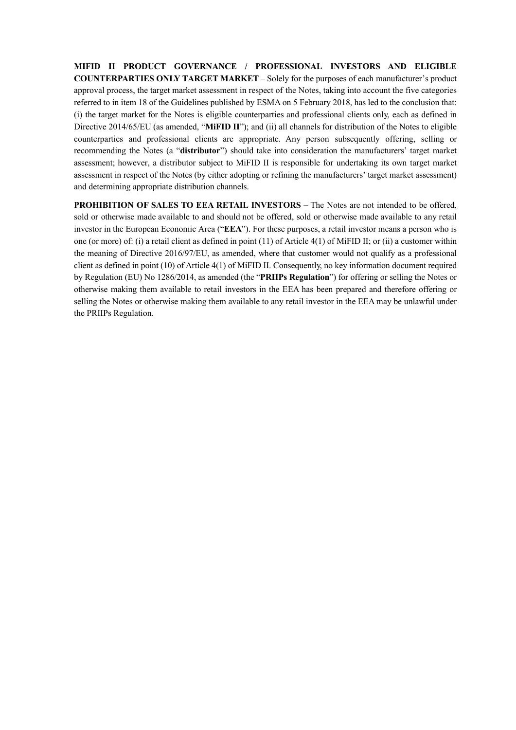**MIFID II PRODUCT GOVERNANCE / PROFESSIONAL INVESTORS AND ELIGIBLE COUNTERPARTIES ONLY TARGET MARKET** – Solely for the purposes of each manufacturer's product approval process, the target market assessment in respect of the Notes, taking into account the five categories referred to in item 18 of the Guidelines published by ESMA on 5 February 2018, has led to the conclusion that: (i) the target market for the Notes is eligible counterparties and professional clients only, each as defined in Directive 2014/65/EU (as amended, "**MiFID II**"); and (ii) all channels for distribution of the Notes to eligible counterparties and professional clients are appropriate. Any person subsequently offering, selling or recommending the Notes (a "**distributor**") should take into consideration the manufacturers' target market assessment; however, a distributor subject to MiFID II is responsible for undertaking its own target market assessment in respect of the Notes (by either adopting or refining the manufacturers' target market assessment) and determining appropriate distribution channels.

**PROHIBITION OF SALES TO EEA RETAIL INVESTORS** – The Notes are not intended to be offered, sold or otherwise made available to and should not be offered, sold or otherwise made available to any retail investor in the European Economic Area ("**EEA**"). For these purposes, a retail investor means a person who is one (or more) of: (i) a retail client as defined in point (11) of Article 4(1) of MiFID II; or (ii) a customer within the meaning of Directive 2016/97/EU, as amended, where that customer would not qualify as a professional client as defined in point (10) of Article 4(1) of MiFID II. Consequently, no key information document required by Regulation (EU) No 1286/2014, as amended (the "**PRIIPs Regulation**") for offering or selling the Notes or otherwise making them available to retail investors in the EEA has been prepared and therefore offering or selling the Notes or otherwise making them available to any retail investor in the EEA may be unlawful under the PRIIPs Regulation.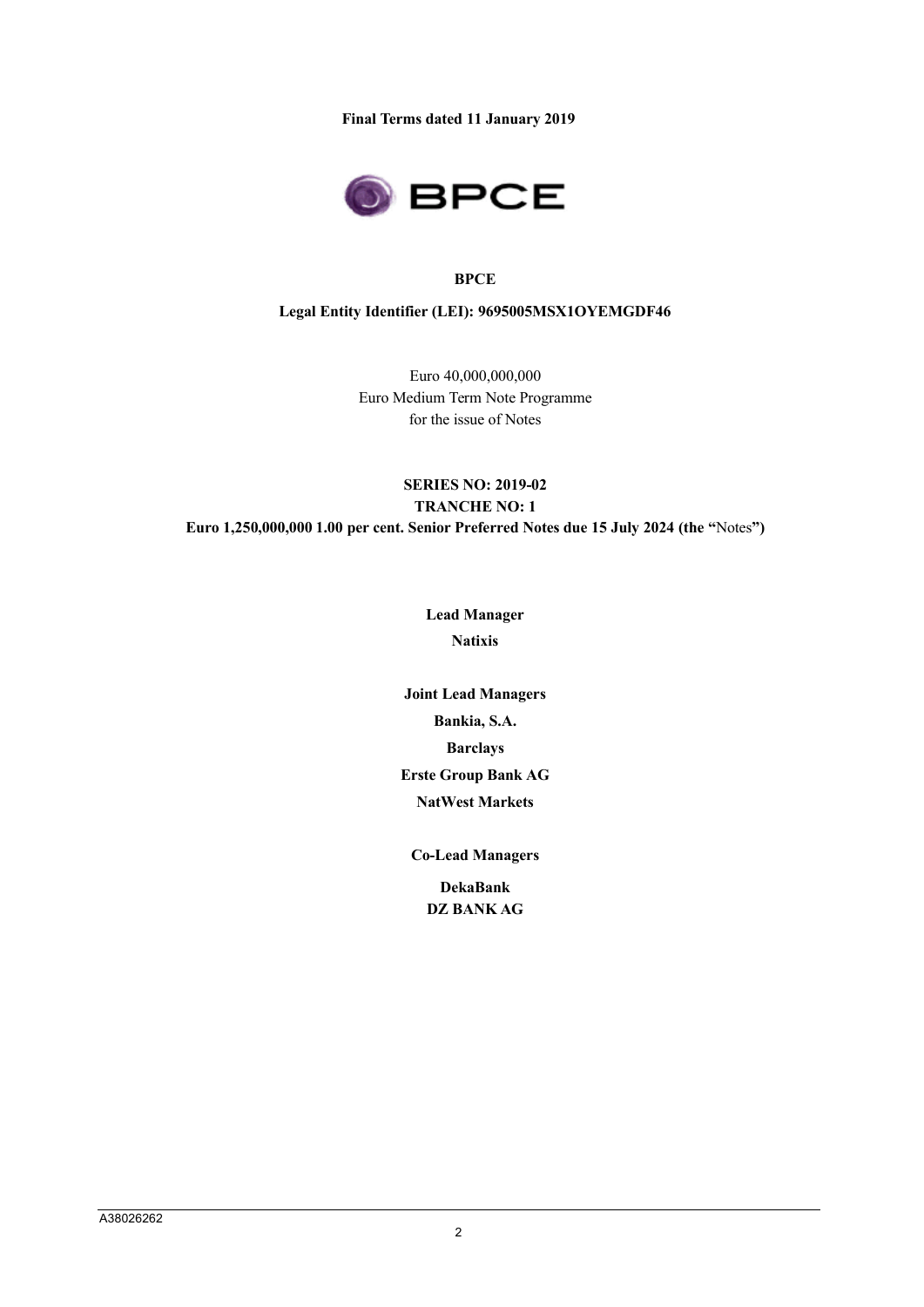**Final Terms dated 11 January 2019**

**BPCE**

**Legal Entity Identifier (LEI): 9695005MSX1OYEMGDF46**

Euro 40,000,000,000
Euro Medium Term Note Programme
for the issue of Notes

**SERIES NO: 2019-02**
**TRANCHE NO: 1**
**Euro 1,250,000,000 1.00 per cent. Senior Preferred Notes due 15 July 2024 (the "**Notes**")**

**Lead Manager**

**Natixis**

**Joint Lead Managers**

**Bankia, S.A.**

**Barclays**

**Erste Group Bank AG**

**NatWest Markets**

**Co-Lead Managers**

**DekaBank**

**DZ BANK AG**

A38026262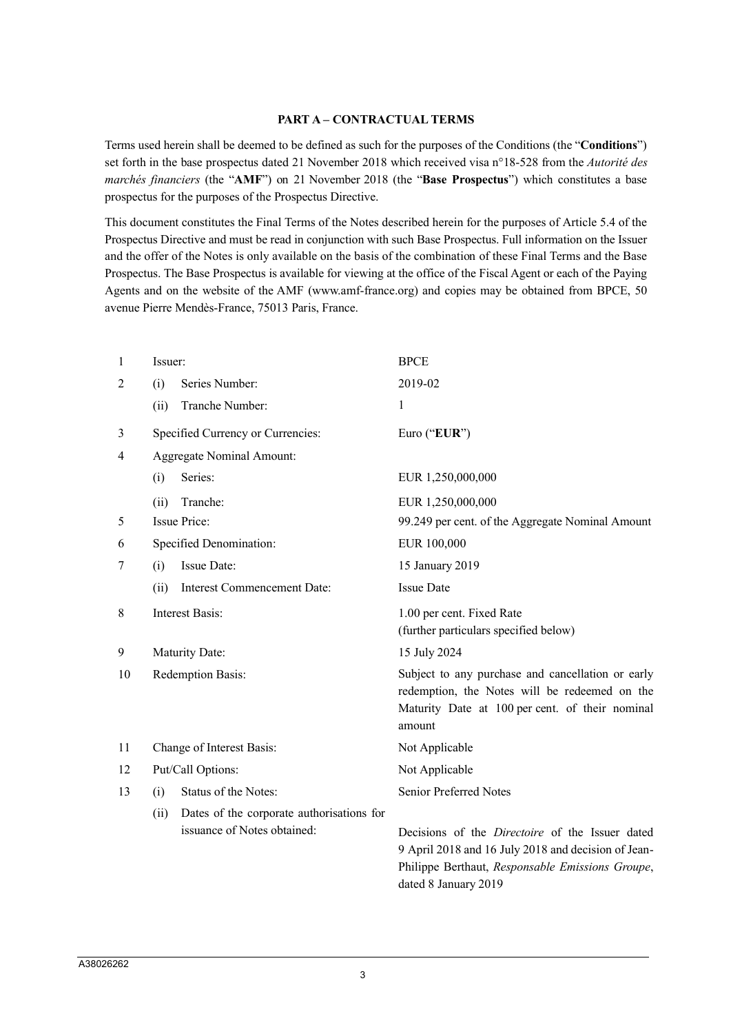**PART A – CONTRACTUAL TERMS**

Terms used herein shall be deemed to be defined as such for the purposes of the Conditions (the "**Conditions**") set forth in the base prospectus dated 21 November 2018 which received visa n°18-528 from the *Autorité des marchés financiers* (the "**AMF**") on 21 November 2018 (the "**Base Prospectus**") which constitutes a base prospectus for the purposes of the Prospectus Directive.

This document constitutes the Final Terms of the Notes described herein for the purposes of Article 5.4 of the Prospectus Directive and must be read in conjunction with such Base Prospectus. Full information on the Issuer and the offer of the Notes is only available on the basis of the combination of these Final Terms and the Base Prospectus. The Base Prospectus is available for viewing at the office of the Fiscal Agent or each of the Paying Agents and on the website of the AMF (www.amf-france.org) and copies may be obtained from BPCE, 50 avenue Pierre Mendès-France, 75013 Paris, France.

| | | |
|---|---|---|
| 1 | Issuer: | BPCE |
| 2 | (i) Series Number: | 2019-02 |
| | (ii) Tranche Number: | 1 |
| 3 | Specified Currency or Currencies: | Euro ("**EUR**") |
| 4 | Aggregate Nominal Amount: | |
| | (i) Series: | EUR 1,250,000,000 |
| | (ii) Tranche: | EUR 1,250,000,000 |
| 5 | Issue Price: | 99.249 per cent. of the Aggregate Nominal Amount |
| 6 | Specified Denomination: | EUR 100,000 |
| 7 | (i) Issue Date: | 15 January 2019 |
| | (ii) Interest Commencement Date: | Issue Date |
| 8 | Interest Basis: | 1.00 per cent. Fixed Rate (further particulars specified below) |
| 9 | Maturity Date: | 15 July 2024 |
| 10 | Redemption Basis: | Subject to any purchase and cancellation or early redemption, the Notes will be redeemed on the Maturity Date at 100 per cent. of their nominal amount |
| 11 | Change of Interest Basis: | Not Applicable |
| 12 | Put/Call Options: | Not Applicable |
| 13 | (i) Status of the Notes: | Senior Preferred Notes |
| | (ii) Dates of the corporate authorisations for issuance of Notes obtained: | Decisions of the *Directoire* of the Issuer dated 9 April 2018 and 16 July 2018 and decision of Jean-Philippe Berthaut, *Responsable Emissions Groupe*, dated 8 January 2019 |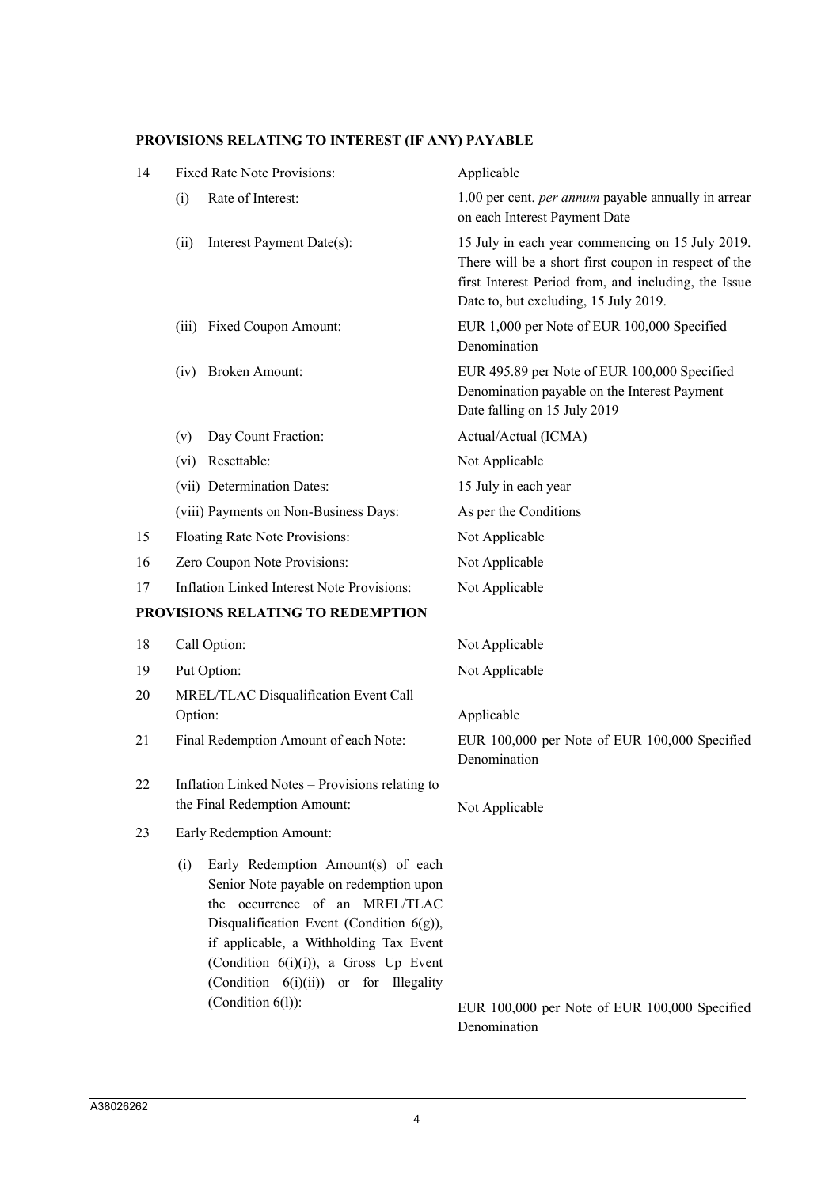**PROVISIONS RELATING TO INTEREST (IF ANY) PAYABLE**

| | | |
|---|---|---|
| 14 | Fixed Rate Note Provisions: | Applicable |
| | (i) Rate of Interest: | 1.00 per cent. *per annum* payable annually in arrear on each Interest Payment Date |
| | (ii) Interest Payment Date(s): | 15 July in each year commencing on 15 July 2019. There will be a short first coupon in respect of the first Interest Period from, and including, the Issue Date to, but excluding, 15 July 2019. |
| | (iii) Fixed Coupon Amount: | EUR 1,000 per Note of EUR 100,000 Specified Denomination |
| | (iv) Broken Amount: | EUR 495.89 per Note of EUR 100,000 Specified Denomination payable on the Interest Payment Date falling on 15 July 2019 |
| | (v) Day Count Fraction: | Actual/Actual (ICMA) |
| | (vi) Resettable: | Not Applicable |
| | (vii) Determination Dates: | 15 July in each year |
| | (viii) Payments on Non-Business Days: | As per the Conditions |
| 15 | Floating Rate Note Provisions: | Not Applicable |
| 16 | Zero Coupon Note Provisions: | Not Applicable |
| 17 | Inflation Linked Interest Note Provisions: | Not Applicable |

**PROVISIONS RELATING TO REDEMPTION**

| | | |
|---|---|---|
| 18 | Call Option: | Not Applicable |
| 19 | Put Option: | Not Applicable |
| 20 | MREL/TLAC Disqualification Event Call Option: | Applicable |
| 21 | Final Redemption Amount of each Note: | EUR 100,000 per Note of EUR 100,000 Specified Denomination |
| 22 | Inflation Linked Notes – Provisions relating to the Final Redemption Amount: | Not Applicable |
| 23 | Early Redemption Amount: | |
| | (i) Early Redemption Amount(s) of each Senior Note payable on redemption upon the occurrence of an MREL/TLAC Disqualification Event (Condition 6(g)), if applicable, a Withholding Tax Event (Condition 6(i)(i)), a Gross Up Event (Condition 6(i)(ii)) or for Illegality (Condition 6(l)): | EUR 100,000 per Note of EUR 100,000 Specified Denomination |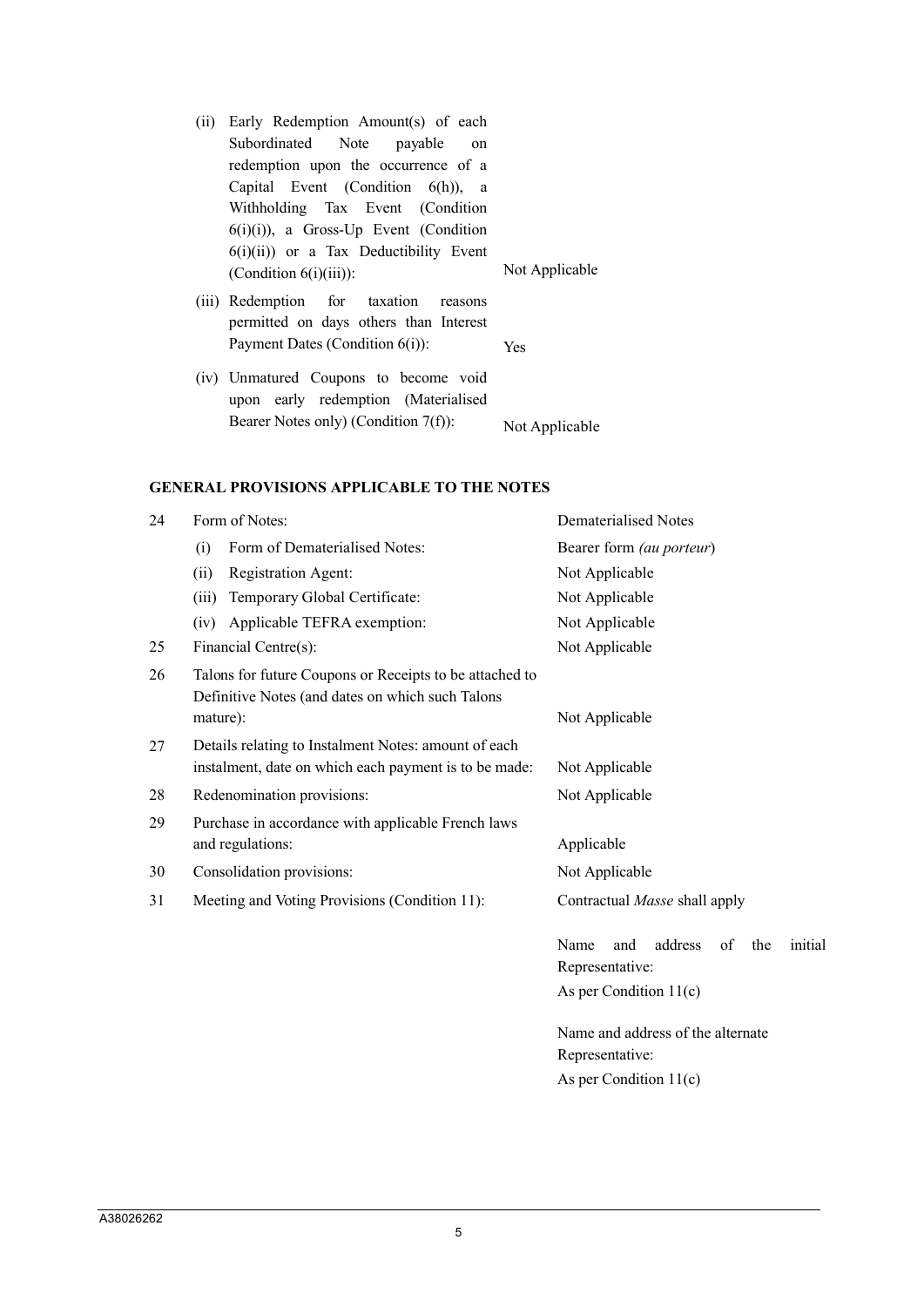| | |
|---|---|
| (ii) Early Redemption Amount(s) of each Subordinated Note payable on redemption upon the occurrence of a Capital Event (Condition 6(h)), a Withholding Tax Event (Condition 6(i)(i)), a Gross-Up Event (Condition 6(i)(ii)) or a Tax Deductibility Event (Condition 6(i)(iii)): | Not Applicable |
| (iii) Redemption for taxation reasons permitted on days others than Interest Payment Dates (Condition 6(i)): | Yes |
| (iv) Unmatured Coupons to become void upon early redemption (Materialised Bearer Notes only) (Condition 7(f)): | Not Applicable |

## GENERAL PROVISIONS APPLICABLE TO THE NOTES

| | | |
|---|---|---|
| 24 | Form of Notes: | Dematerialised Notes |
| | (i) Form of Dematerialised Notes: | Bearer form *(au porteur)* |
| | (ii) Registration Agent: | Not Applicable |
| | (iii) Temporary Global Certificate: | Not Applicable |
| | (iv) Applicable TEFRA exemption: | Not Applicable |
| 25 | Financial Centre(s): | Not Applicable |
| 26 | Talons for future Coupons or Receipts to be attached to Definitive Notes (and dates on which such Talons mature): | Not Applicable |
| 27 | Details relating to Instalment Notes: amount of each instalment, date on which each payment is to be made: | Not Applicable |
| 28 | Redenomination provisions: | Not Applicable |
| 29 | Purchase in accordance with applicable French laws and regulations: | Applicable |
| 30 | Consolidation provisions: | Not Applicable |
| 31 | Meeting and Voting Provisions (Condition 11): | Contractual *Masse* shall apply<br><br>Name and address of the initial Representative:<br>As per Condition 11(c)<br><br>Name and address of the alternate Representative:<br>As per Condition 11(c) |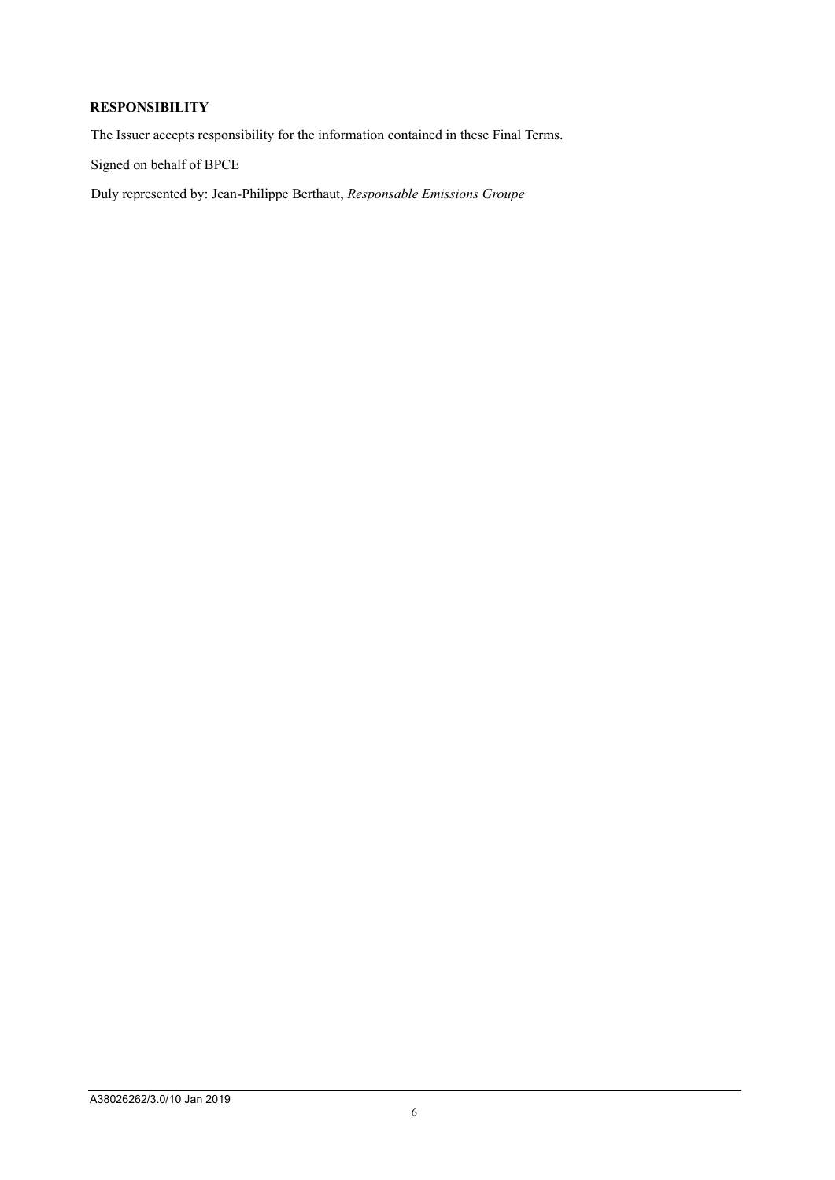**RESPONSIBILITY**

The Issuer accepts responsibility for the information contained in these Final Terms.

Signed on behalf of BPCE

Duly represented by: Jean-Philippe Berthaut, *Responsable Emissions Groupe*

A38026262/3.0/10 Jan 2019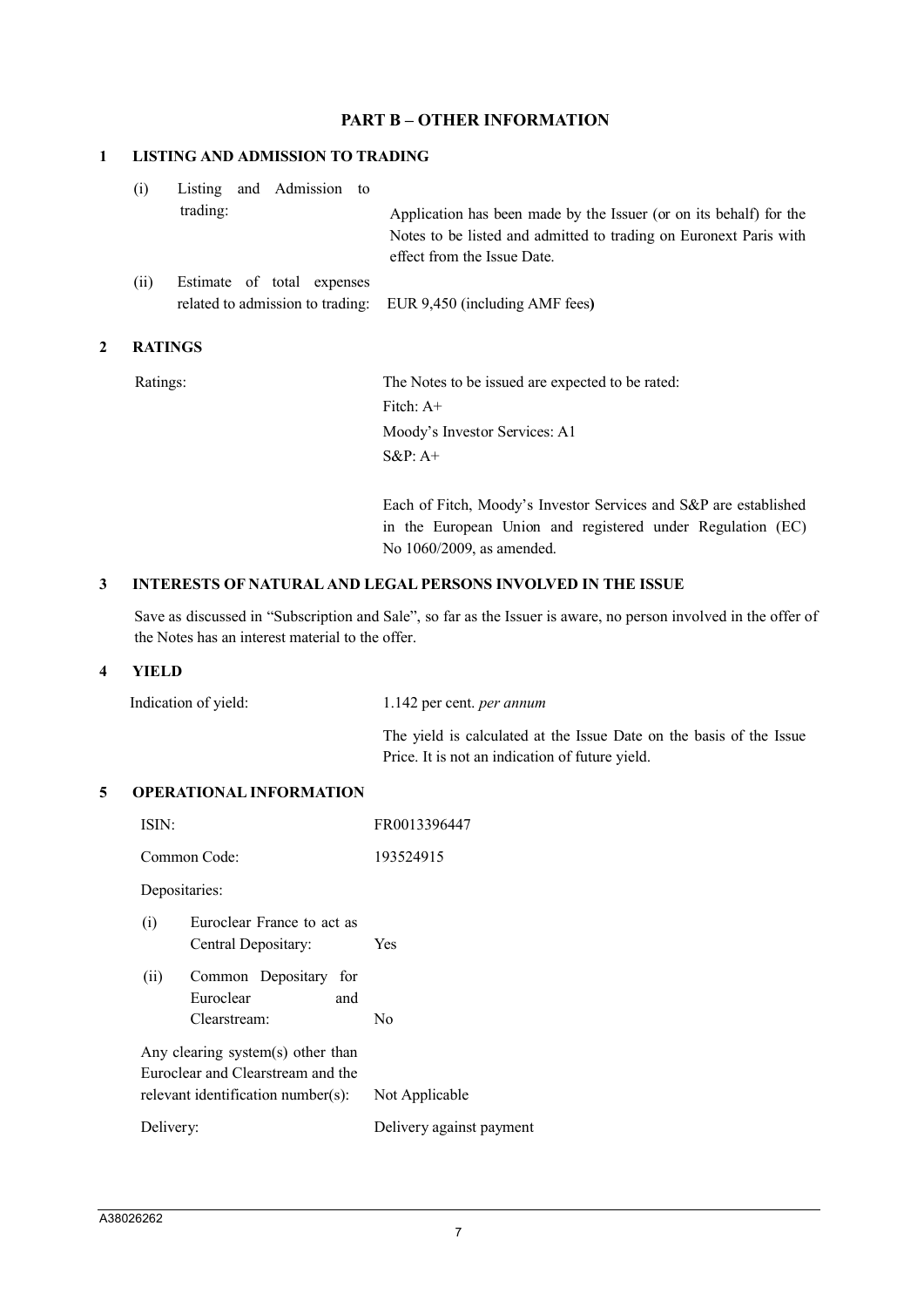## PART B – OTHER INFORMATION

### 1 LISTING AND ADMISSION TO TRADING

| | |
|---|---|
| (i) Listing and Admission to trading: | Application has been made by the Issuer (or on its behalf) for the Notes to be listed and admitted to trading on Euronext Paris with effect from the Issue Date. |
| (ii) Estimate of total expenses related to admission to trading: | EUR 9,450 (including AMF fees**)** |

### 2 RATINGS

| | |
|---|---|
| Ratings: | The Notes to be issued are expected to be rated:<br>Fitch: A+<br>Moody's Investor Services: A1<br>S&P: A+<br><br>Each of Fitch, Moody's Investor Services and S&P are established in the European Union and registered under Regulation (EC) No 1060/2009, as amended. |

### 3 INTERESTS OF NATURAL AND LEGAL PERSONS INVOLVED IN THE ISSUE

Save as discussed in "Subscription and Sale", so far as the Issuer is aware, no person involved in the offer of the Notes has an interest material to the offer.

### 4 YIELD

| | |
|---|---|
| Indication of yield: | 1.142 per cent. *per annum*<br><br>The yield is calculated at the Issue Date on the basis of the Issue Price. It is not an indication of future yield. |

### 5 OPERATIONAL INFORMATION

| | |
|---|---|
| ISIN: | FR0013396447 |
| Common Code: | 193524915 |
| Depositaries: | |
| (i) Euroclear France to act as Central Depositary: | Yes |
| (ii) Common Depositary for Euroclear and Clearstream: | No |
| Any clearing system(s) other than Euroclear and Clearstream and the relevant identification number(s): | Not Applicable |
| Delivery: | Delivery against payment |

A38026262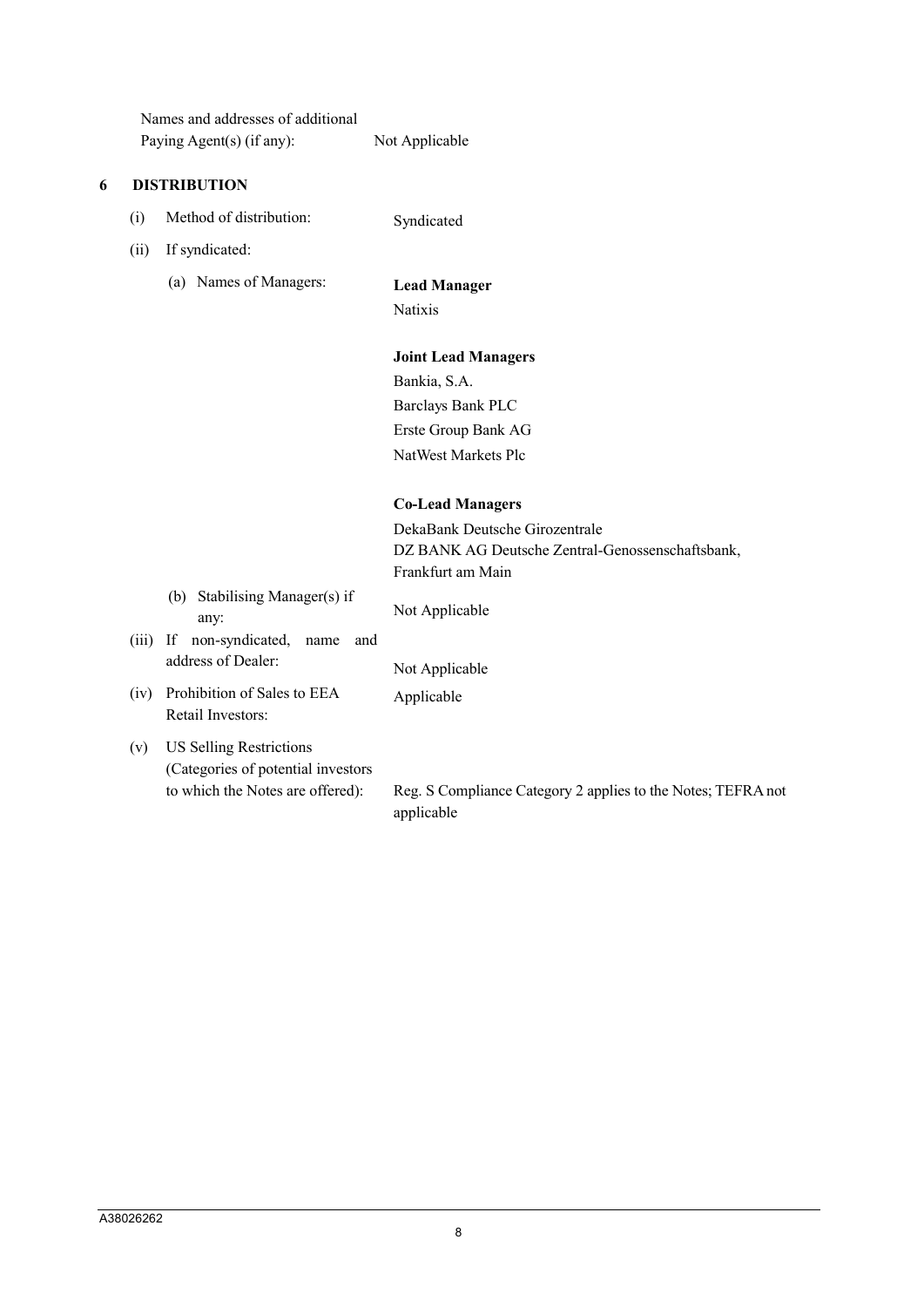Names and addresses of additional Paying Agent(s) (if any): Not Applicable

**6 DISTRIBUTION**

| | | |
|---|---|---|
| (i) | Method of distribution: | Syndicated |
| (ii) | If syndicated: | |
| | (a) Names of Managers: | **Lead Manager**<br>Natixis<br><br>**Joint Lead Managers**<br>Bankia, S.A.<br>Barclays Bank PLC<br>Erste Group Bank AG<br>NatWest Markets Plc<br><br>**Co-Lead Managers**<br>DekaBank Deutsche Girozentrale<br>DZ BANK AG Deutsche Zentral-Genossenschaftsbank, Frankfurt am Main |
| | (b) Stabilising Manager(s) if any: | Not Applicable |
| (iii) | If non-syndicated, name and address of Dealer: | Not Applicable |
| (iv) | Prohibition of Sales to EEA Retail Investors: | Applicable |
| (v) | US Selling Restrictions (Categories of potential investors to which the Notes are offered): | Reg. S Compliance Category 2 applies to the Notes; TEFRA not applicable |

A38026262